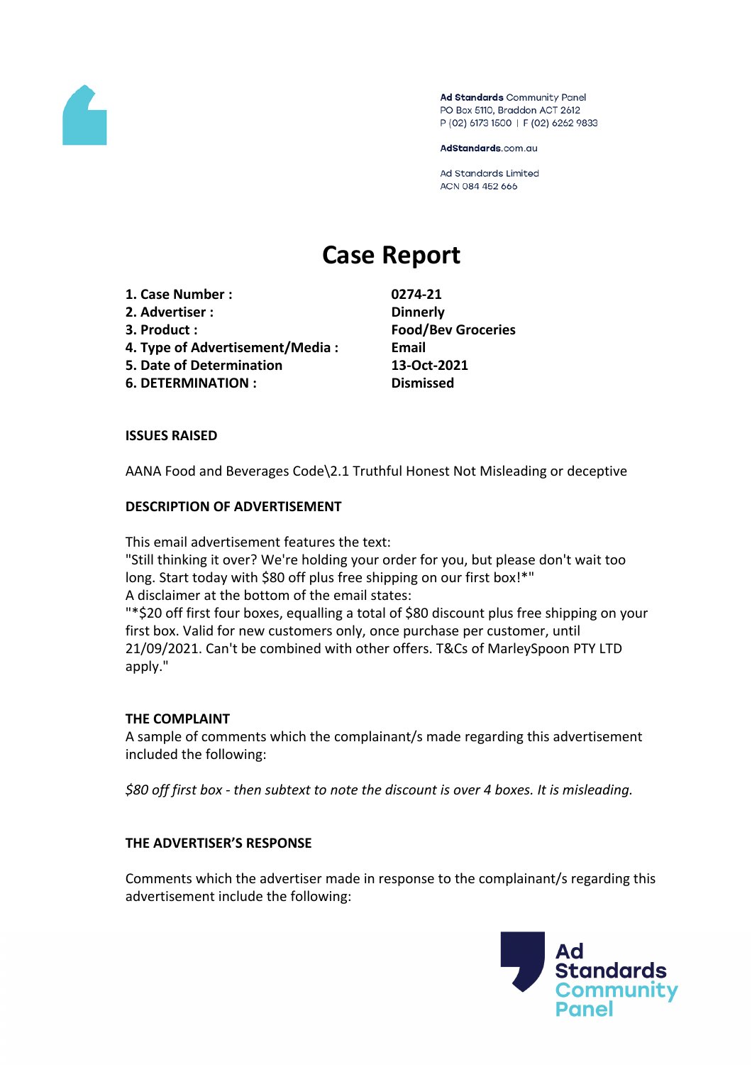Ad Standards Community Panel
PO Box 5110, Braddon ACT 2612
P (02) 6173 1500 | F (02) 6262 9833

AdStandards.com.au

Ad Standards Limited
ACN 084 452 666

# Case Report

| | |
|---|---|
| **1. Case Number :** | **0274-21** |
| **2. Advertiser :** | **Dinnerly** |
| **3. Product :** | **Food/Bev Groceries** |
| **4. Type of Advertisement/Media :** | **Email** |
| **5. Date of Determination** | **13-Oct-2021** |
| **6. DETERMINATION :** | **Dismissed** |

### ISSUES RAISED

AANA Food and Beverages Code\2.1 Truthful Honest Not Misleading or deceptive

### DESCRIPTION OF ADVERTISEMENT

This email advertisement features the text:
"Still thinking it over? We're holding your order for you, but please don't wait too long. Start today with $80 off plus free shipping on our first box!*"
A disclaimer at the bottom of the email states:
"*$20 off first four boxes, equalling a total of $80 discount plus free shipping on your first box. Valid for new customers only, once purchase per customer, until 21/09/2021. Can't be combined with other offers. T&Cs of MarleySpoon PTY LTD apply."

### THE COMPLAINT

A sample of comments which the complainant/s made regarding this advertisement included the following:

*$80 off first box - then subtext to note the discount is over 4 boxes. It is misleading.*

### THE ADVERTISER'S RESPONSE

Comments which the advertiser made in response to the complainant/s regarding this advertisement include the following: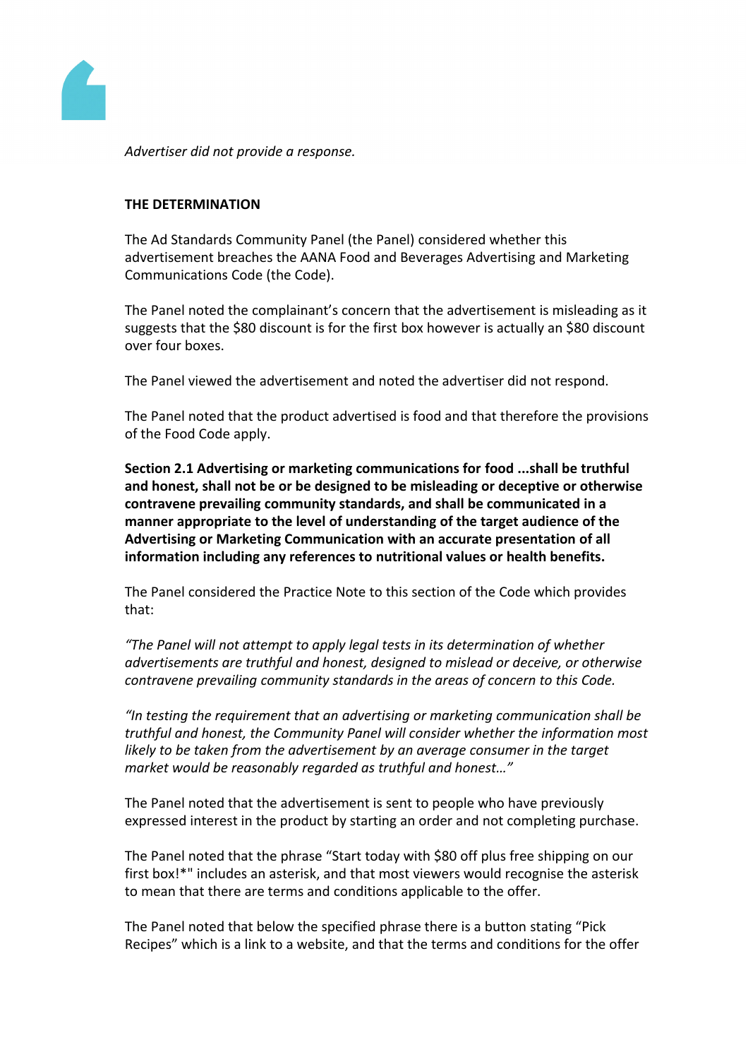*Advertiser did not provide a response.*

**THE DETERMINATION**

The Ad Standards Community Panel (the Panel) considered whether this advertisement breaches the AANA Food and Beverages Advertising and Marketing Communications Code (the Code).

The Panel noted the complainant's concern that the advertisement is misleading as it suggests that the $80 discount is for the first box however is actually an $80 discount over four boxes.

The Panel viewed the advertisement and noted the advertiser did not respond.

The Panel noted that the product advertised is food and that therefore the provisions of the Food Code apply.

**Section 2.1 Advertising or marketing communications for food ...shall be truthful and honest, shall not be or be designed to be misleading or deceptive or otherwise contravene prevailing community standards, and shall be communicated in a manner appropriate to the level of understanding of the target audience of the Advertising or Marketing Communication with an accurate presentation of all information including any references to nutritional values or health benefits.**

The Panel considered the Practice Note to this section of the Code which provides that:

*"The Panel will not attempt to apply legal tests in its determination of whether advertisements are truthful and honest, designed to mislead or deceive, or otherwise contravene prevailing community standards in the areas of concern to this Code.*

*"In testing the requirement that an advertising or marketing communication shall be truthful and honest, the Community Panel will consider whether the information most likely to be taken from the advertisement by an average consumer in the target market would be reasonably regarded as truthful and honest…"*

The Panel noted that the advertisement is sent to people who have previously expressed interest in the product by starting an order and not completing purchase.

The Panel noted that the phrase "Start today with $80 off plus free shipping on our first box!*" includes an asterisk, and that most viewers would recognise the asterisk to mean that there are terms and conditions applicable to the offer.

The Panel noted that below the specified phrase there is a button stating "Pick Recipes" which is a link to a website, and that the terms and conditions for the offer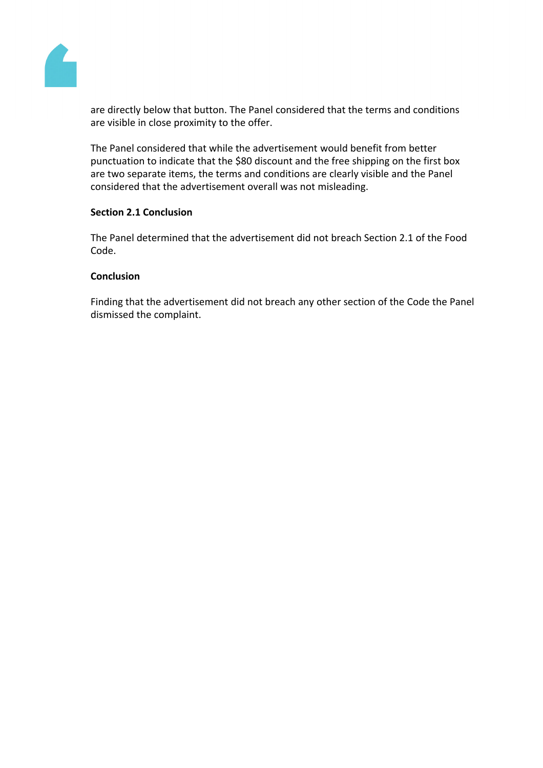are directly below that button. The Panel considered that the terms and conditions are visible in close proximity to the offer.

The Panel considered that while the advertisement would benefit from better punctuation to indicate that the $80 discount and the free shipping on the first box are two separate items, the terms and conditions are clearly visible and the Panel considered that the advertisement overall was not misleading.

**Section 2.1 Conclusion**

The Panel determined that the advertisement did not breach Section 2.1 of the Food Code.

**Conclusion**

Finding that the advertisement did not breach any other section of the Code the Panel dismissed the complaint.